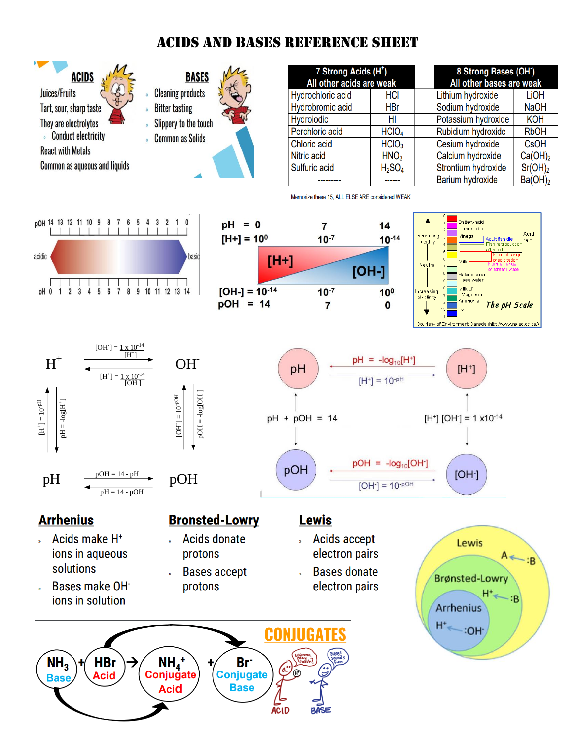# ACIDS AND BASES REFERENCE SHEET

## ACIDS

- Juices/Fruits
- Tart, sour, sharp taste
- They are electrolytes
  - Conduct electricity
- React with Metals
- Common as aqueous and liquids

## BASES

- Cleaning products
- Bitter tasting
- Slippery to the touch
- Common as Solids

| 7 Strong Acids ($H^+$) All other acids are weak | | | 8 Strong Bases ($OH^-$) All other bases are weak | |
|---|---|---|---|---|
| Hydrochloric acid | HCl | | Lithium hydroxide | LiOH |
| Hydrobromic acid | HBr | | Sodium hydroxide | NaOH |
| Hydroiodic | HI | | Potassium hydroxide | KOH |
| Perchloric acid | $HClO_4$ | | Rubidium hydroxide | RbOH |
| Chloric acid | $HClO_3$ | | Cesium hydroxide | CsOH |
| Nitric acid | $HNO_3$ | | Calcium hydroxide | $Ca(OH)_2$ |
| Sulfuric acid | $H_2SO_4$ | | Strontium hydroxide | $Sr(OH)_2$ |
| --------- | ------ | | Barium hydroxide | $Ba(OH)_2$ |

Memorize these 15, ALL ELSE ARE considered WEAK

pOH 14 13 12 11 10 9 8 7 6 5 4 3 2 1 0

acidic — basic

pH 0 1 2 3 4 5 6 7 8 9 10 11 12 13 14

| pH = 0 | 7 | 14 |
|---|---|---|
| $[H+] = 10^0$ | $10^{-7}$ | $10^{-14}$ |
| $[OH-] = 10^{-14}$ | $10^{-7}$ | $10^0$ |
| pOH = 14 | 7 | 0 |

[H+] — [OH-]

**The pH Scale**

0–14: Battery acid; Lemon juice; Vinegar; Acid rain; Adult fish die; Fish reproduction affected; Normal range precipitation; Milk; Normal range of stream water; Baking soda, sea water; Milk of Magnesia; Ammonia; Lye

Increasing acidity — Neutral — Increasing alkalinity

Courtesy of Environment Canada (http://www.ns.ec.gc.ca/)

$H^+ \rightarrow OH^-$: $[OH^-] = \frac{1 \times 10^{-14}}{[H^+]}$

$OH^- \rightarrow H^+$: $[H^+] = \frac{1 \times 10^{-14}}{[OH^-]}$

$[H^+] = 10^{-pH}$, $pH = -\log[H^+]$

$[OH^-] = 10^{-pOH}$, $pOH = -\log[OH^-]$

$pOH = 14 - pH$, $pH = 14 - pOH$

$pH = -\log_{10}[H^+]$, $[H^+] = 10^{-pH}$

$pH + pOH = 14$

$[H^+][OH^-] = 1 \times 10^{-14}$

$pOH = -\log_{10}[OH^-]$, $[OH^-] = 10^{-pOH}$

## Arrhenius

- Acids make $H^+$ ions in aqueous solutions
- Bases make $OH^-$ ions in solution

## Bronsted-Lowry

- Acids donate protons
- Bases accept protons

## Lewis

- Acids accept electron pairs
- Bases donate electron pairs

Lewis: A ← :B
Brønsted-Lowry: $H^+$ ← :B
Arrhenius: $H^+$ ← $:OH^-$

## CONJUGATES

$NH_3$ (Base) + HBr (Acid) → $NH_4^+$ (Conjugate Acid) + $Br^-$ (Conjugate Base)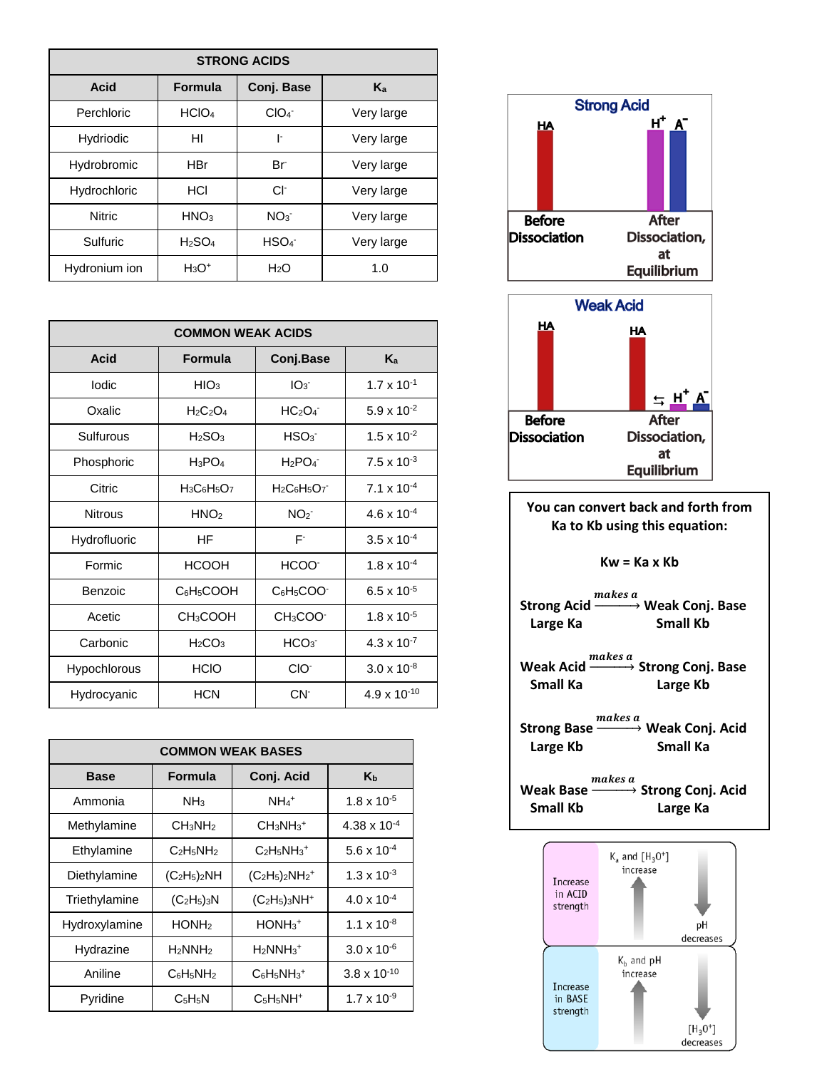| STRONG ACIDS | | | |
|---|---|---|---|
| **Acid** | **Formula** | **Conj. Base** | **$K_a$** |
| Perchloric | $HClO_4$ | $ClO_4^-$ | Very large |
| Hydriodic | $HI$ | $I^-$ | Very large |
| Hydrobromic | $HBr$ | $Br^-$ | Very large |
| Hydrochloric | $HCl$ | $Cl^-$ | Very large |
| Nitric | $HNO_3$ | $NO_3^-$ | Very large |
| Sulfuric | $H_2SO_4$ | $HSO_4^-$ | Very large |
| Hydronium ion | $H_3O^+$ | $H_2O$ | 1.0 |

| COMMON WEAK ACIDS | | | |
|---|---|---|---|
| **Acid** | **Formula** | **Conj.Base** | **$K_a$** |
| Iodic | $HIO_3$ | $IO_3^-$ | $1.7 \times 10^{-1}$ |
| Oxalic | $H_2C_2O_4$ | $HC_2O_4^-$ | $5.9 \times 10^{-2}$ |
| Sulfurous | $H_2SO_3$ | $HSO_3^-$ | $1.5 \times 10^{-2}$ |
| Phosphoric | $H_3PO_4$ | $H_2PO_4^-$ | $7.5 \times 10^{-3}$ |
| Citric | $H_3C_6H_5O_7$ | $H_2C_6H_5O_7^-$ | $7.1 \times 10^{-4}$ |
| Nitrous | $HNO_2$ | $NO_2^-$ | $4.6 \times 10^{-4}$ |
| Hydrofluoric | $HF$ | $F^-$ | $3.5 \times 10^{-4}$ |
| Formic | $HCOOH$ | $HCOO^-$ | $1.8 \times 10^{-4}$ |
| Benzoic | $C_6H_5COOH$ | $C_6H_5COO^-$ | $6.5 \times 10^{-5}$ |
| Acetic | $CH_3COOH$ | $CH_3COO^-$ | $1.8 \times 10^{-5}$ |
| Carbonic | $H_2CO_3$ | $HCO_3^-$ | $4.3 \times 10^{-7}$ |
| Hypochlorous | $HClO$ | $ClO^-$ | $3.0 \times 10^{-8}$ |
| Hydrocyanic | $HCN$ | $CN^-$ | $4.9 \times 10^{-10}$ |

| COMMON WEAK BASES | | | |
|---|---|---|---|
| **Base** | **Formula** | **Conj. Acid** | **$K_b$** |
| Ammonia | $NH_3$ | $NH_4^+$ | $1.8 \times 10^{-5}$ |
| Methylamine | $CH_3NH_2$ | $CH_3NH_3^+$ | $4.38 \times 10^{-4}$ |
| Ethylamine | $C_2H_5NH_2$ | $C_2H_5NH_3^+$ | $5.6 \times 10^{-4}$ |
| Diethylamine | $(C_2H_5)_2NH$ | $(C_2H_5)_2NH_2^+$ | $1.3 \times 10^{-3}$ |
| Triethylamine | $(C_2H_5)_3N$ | $(C_2H_5)_3NH^+$ | $4.0 \times 10^{-4}$ |
| Hydroxylamine | $HONH_2$ | $HONH_3^+$ | $1.1 \times 10^{-8}$ |
| Hydrazine | $H_2NNH_2$ | $H_2NNH_3^+$ | $3.0 \times 10^{-6}$ |
| Aniline | $C_6H_5NH_2$ | $C_6H_5NH_3^+$ | $3.8 \times 10^{-10}$ |
| Pyridine | $C_5H_5N$ | $C_5H_5NH^+$ | $1.7 \times 10^{-9}$ |

**Strong Acid**

HA — Before Dissociation; $H^+$ $A^-$ — After Dissociation, at Equilibrium

**Weak Acid**

HA — Before Dissociation; HA $\leftrightharpoons$ $H^+$ $A^-$ — After Dissociation, at Equilibrium

**You can convert back and forth from Ka to Kb using this equation:**

$$K_w = K_a \times K_b$$

**Strong Acid** (Large Ka) $\xrightarrow{\text{makes a}}$ **Weak Conj. Base** (Small Kb)

**Weak Acid** (Small Ka) $\xrightarrow{\text{makes a}}$ **Strong Conj. Base** (Large Kb)

**Strong Base** (Large Kb) $\xrightarrow{\text{makes a}}$ **Weak Conj. Acid** (Small Ka)

**Weak Base** (Small Kb) $\xrightarrow{\text{makes a}}$ **Strong Conj. Acid** (Large Ka)

Increase in ACID strength: $K_a$ and $[H_3O^+]$ increase; pH decreases

Increase in BASE strength: $K_b$ and pH increase; $[H_3O^+]$ decreases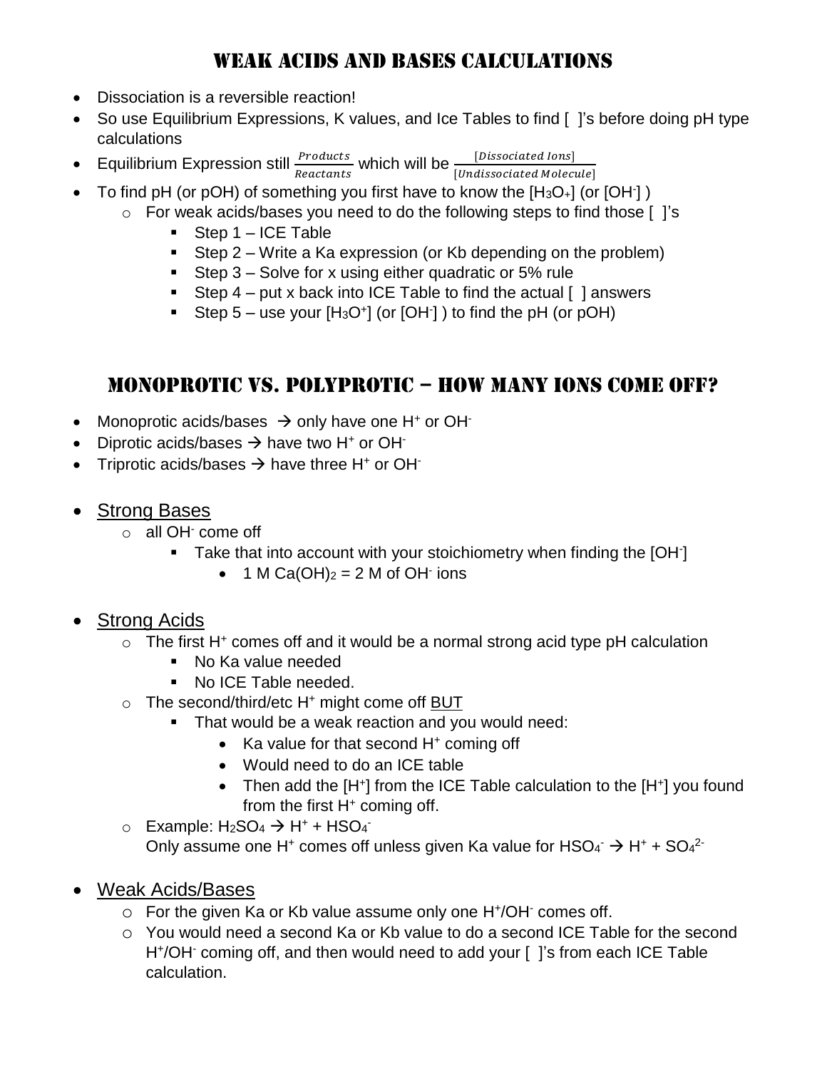# Weak Acids and Bases Calculations

- Dissociation is a reversible reaction!
- So use Equilibrium Expressions, K values, and Ice Tables to find [ ]'s before doing pH type calculations
- Equilibrium Expression still $\frac{Products}{Reactants}$ which will be $\frac{[Dissociated\ Ions]}{[Undissociated\ Molecule]}$
- To find pH (or pOH) of something you first have to know the $[H_3O_+]$ (or $[OH^-]$ )
  - For weak acids/bases you need to do the following steps to find those [ ]'s
    - Step 1 – ICE Table
    - Step 2 – Write a Ka expression (or Kb depending on the problem)
    - Step 3 – Solve for x using either quadratic or 5% rule
    - Step 4 – put x back into ICE Table to find the actual [ ] answers
    - Step 5 – use your $[H_3O^+]$ (or $[OH^-]$ ) to find the pH (or pOH)

# Monoprotic vs. Polyprotic – How many ions come off?

- Monoprotic acids/bases → only have one $H^+$ or $OH^-$
- Diprotic acids/bases → have two $H^+$ or $OH^-$
- Triprotic acids/bases → have three $H^+$ or $OH^-$

- Strong Bases
  - all $OH^-$ come off
    - Take that into account with your stoichiometry when finding the $[OH^-]$
      - 1 M $Ca(OH)_2$ = 2 M of $OH^-$ ions

- Strong Acids
  - The first $H^+$ comes off and it would be a normal strong acid type pH calculation
    - No Ka value needed
    - No ICE Table needed.
  - The second/third/etc $H^+$ might come off BUT
    - That would be a weak reaction and you would need:
      - Ka value for that second $H^+$ coming off
      - Would need to do an ICE table
      - Then add the $[H^+]$ from the ICE Table calculation to the $[H^+]$ you found from the first $H^+$ coming off.
  - Example: $H_2SO_4 \rightarrow H^+ + HSO_4^-$
    Only assume one $H^+$ comes off unless given Ka value for $HSO_4^- \rightarrow H^+ + SO_4^{2-}$

- Weak Acids/Bases
  - For the given Ka or Kb value assume only one $H^+$/$OH^-$ comes off.
  - You would need a second Ka or Kb value to do a second ICE Table for the second $H^+$/$OH^-$ coming off, and then would need to add your [ ]'s from each ICE Table calculation.